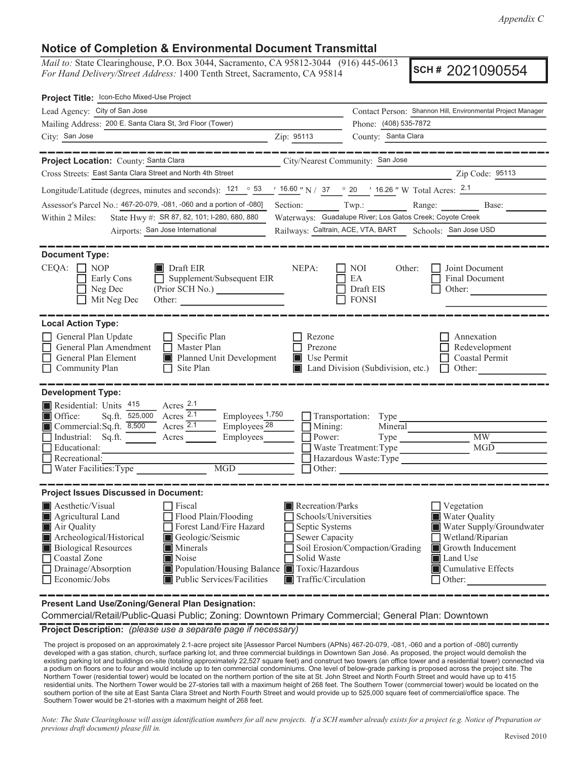*Appendix C*

# Notice of Completion & Environmental Document Transmittal

*Mail to:* State Clearinghouse, P.O. Box 3044, Sacramento, CA 95812-3044 (916) 445-0613
*For Hand Delivery/Street Address:* 1400 Tenth Street, Sacramento, CA 95814

**SCH # 2021090554**

**Project Title:** Icon-Echo Mixed-Use Project

Lead Agency: City of San Jose
Contact Person: Shannon Hill, Environmental Project Manager
Mailing Address: 200 E. Santa Clara St, 3rd Floor (Tower)
Phone: (408) 535-7872
City: San Jose  Zip: 95113
County: Santa Clara

---

**Project Location:** County: Santa Clara  City/Nearest Community: San Jose
Cross Streets: East Santa Clara Street and North 4th Street  Zip Code: 95113
Longitude/Latitude (degrees, minutes and seconds): 121 ° 53 ′ 16.60 ″ N / 37 ° 20 ′ 16.26 ″ W Total Acres: 2.1
Assessor's Parcel No.: 467-20-079, -081, -060 and a portion of -080]  Section: ____ Twp.: ____ Range: ____ Base: ____
Within 2 Miles: State Hwy #: SR 87, 82, 101; I-280, 680, 880  Waterways: Guadalupe River; Los Gatos Creek; Coyote Creek
Airports: San Jose International  Railways: Caltrain, ACE, VTA, BART  Schools: San Jose USD

---

**Document Type:**

CEQA: ☐ NOP ☐ Early Cons ☐ Neg Dec ☐ Mit Neg Dec ☒ Draft EIR ☐ Supplement/Subsequent EIR (Prior SCH No.) ____ Other: ____
NEPA: ☐ NOI ☐ EA ☐ Draft EIS ☐ FONSI
Other: ☐ Joint Document ☐ Final Document ☐ Other: ____

---

**Local Action Type:**

☐ General Plan Update ☐ General Plan Amendment ☐ General Plan Element ☐ Community Plan
☐ Specific Plan ☐ Master Plan ☒ Planned Unit Development ☐ Site Plan
☐ Rezone ☐ Prezone ☒ Use Permit ☒ Land Division (Subdivision, etc.)
☐ Annexation ☐ Redevelopment ☐ Coastal Permit ☐ Other: ____

---

**Development Type:**

☒ Residential: Units 415 Acres 2.1
☒ Office: Sq.ft. 525,000 Acres 2.1 Employees 1,750
☒ Commercial: Sq.ft. 8,500 Acres 2.1 Employees 28
☐ Industrial: Sq.ft. ____ Acres ____ Employees ____
☐ Educational: ____
☐ Recreational: ____
☐ Water Facilities: Type ____ MGD ____
☐ Transportation: Type ____
☐ Mining: Mineral ____
☐ Power: Type ____ MW ____
☐ Waste Treatment: Type ____ MGD ____
☐ Hazardous Waste: Type ____
☐ Other: ____

---

**Project Issues Discussed in Document:**

☒ Aesthetic/Visual
☒ Agricultural Land
☒ Air Quality
☒ Archeological/Historical
☒ Biological Resources
☐ Coastal Zone
☐ Drainage/Absorption
☐ Economic/Jobs
☐ Fiscal
☐ Flood Plain/Flooding
☐ Forest Land/Fire Hazard
☒ Geologic/Seismic
☒ Minerals
☒ Noise
☒ Population/Housing Balance
☒ Public Services/Facilities
☒ Recreation/Parks
☐ Schools/Universities
☐ Septic Systems
☐ Sewer Capacity
☐ Soil Erosion/Compaction/Grading
☐ Solid Waste
☒ Toxic/Hazardous
☒ Traffic/Circulation
☐ Vegetation
☒ Water Quality
☒ Water Supply/Groundwater
☐ Wetland/Riparian
☒ Growth Inducement
☒ Land Use
☒ Cumulative Effects
☐ Other: ____

---

**Present Land Use/Zoning/General Plan Designation:**

Commercial/Retail/Public-Quasi Public; Zoning: Downtown Primary Commercial; General Plan: Downtown

**Project Description:** *(please use a separate page if necessary)*

The project is proposed on an approximately 2.1-acre project site [Assessor Parcel Numbers (APNs) 467-20-079, -081, -060 and a portion of -080] currently developed with a gas station, church, surface parking lot, and three commercial buildings in Downtown San José. As proposed, the project would demolish the existing parking lot and buildings on-site (totaling approximately 22,527 square feet) and construct two towers (an office tower and a residential tower) connected via a podium on floors one to four and would include up to ten commercial condominiums. One level of below-grade parking is proposed across the project site. The Northern Tower (residential tower) would be located on the northern portion of the site at St. John Street and North Fourth Street and would have up to 415 residential units. The Northern Tower would be 27-stories tall with a maximum height of 268 feet. The Southern Tower (commercial tower) would be located on the southern portion of the site at East Santa Clara Street and North Fourth Street and would provide up to 525,000 square feet of commercial/office space. The Southern Tower would be 21-stories with a maximum height of 268 feet.

*Note: The State Clearinghouse will assign identification numbers for all new projects. If a SCH number already exists for a project (e.g. Notice of Preparation or previous draft document) please fill in.*

Revised 2010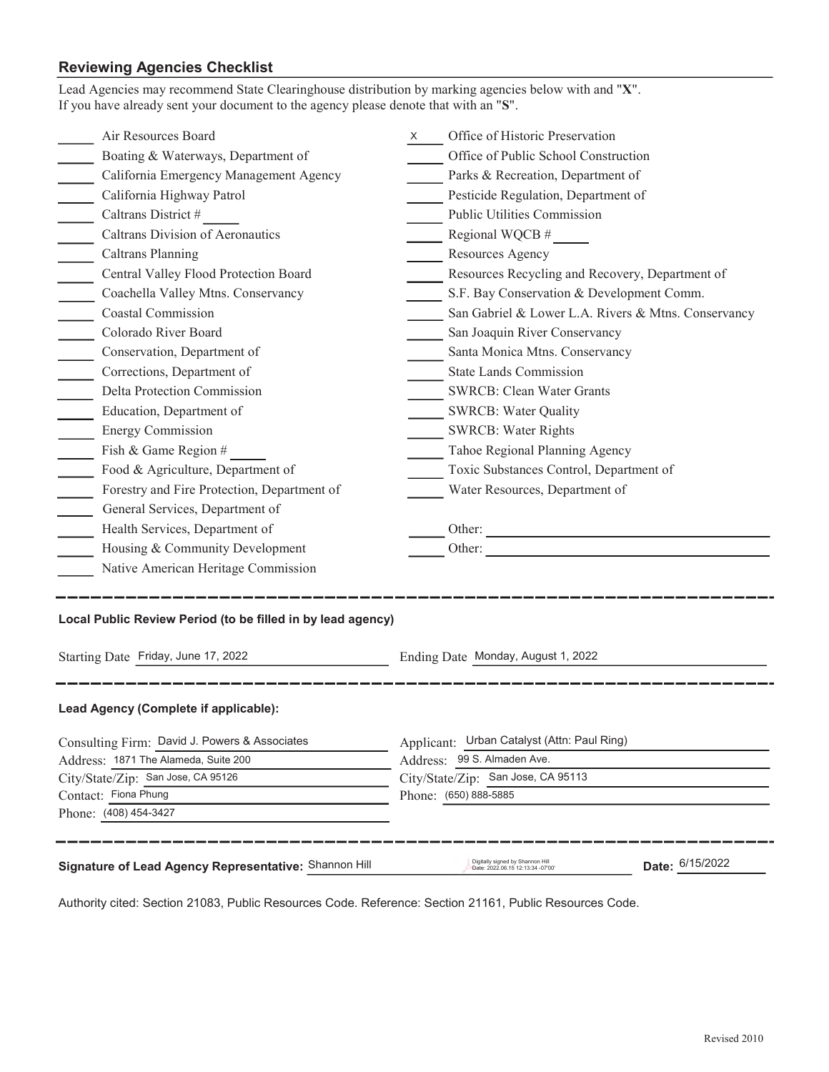## Reviewing Agencies Checklist

Lead Agencies may recommend State Clearinghouse distribution by marking agencies below with and "**X**".
If you have already sent your document to the agency please denote that with an "**S**".

| | | | |
|---|---|---|---|
| | Air Resources Board | X | Office of Historic Preservation |
| | Boating & Waterways, Department of | | Office of Public School Construction |
| | California Emergency Management Agency | | Parks & Recreation, Department of |
| | California Highway Patrol | | Pesticide Regulation, Department of |
| | Caltrans District # | | Public Utilities Commission |
| | Caltrans Division of Aeronautics | | Regional WQCB # |
| | Caltrans Planning | | Resources Agency |
| | Central Valley Flood Protection Board | | Resources Recycling and Recovery, Department of |
| | Coachella Valley Mtns. Conservancy | | S.F. Bay Conservation & Development Comm. |
| | Coastal Commission | | San Gabriel & Lower L.A. Rivers & Mtns. Conservancy |
| | Colorado River Board | | San Joaquin River Conservancy |
| | Conservation, Department of | | Santa Monica Mtns. Conservancy |
| | Corrections, Department of | | State Lands Commission |
| | Delta Protection Commission | | SWRCB: Clean Water Grants |
| | Education, Department of | | SWRCB: Water Quality |
| | Energy Commission | | SWRCB: Water Rights |
| | Fish & Game Region # | | Tahoe Regional Planning Agency |
| | Food & Agriculture, Department of | | Toxic Substances Control, Department of |
| | Forestry and Fire Protection, Department of | | Water Resources, Department of |
| | General Services, Department of | | |
| | Health Services, Department of | | Other: |
| | Housing & Community Development | | Other: |
| | Native American Heritage Commission | | |

---

**Local Public Review Period (to be filled in by lead agency)**

Starting Date Friday, June 17, 2022

Ending Date Monday, August 1, 2022

---

**Lead Agency (Complete if applicable):**

Consulting Firm: David J. Powers & Associates
Address: 1871 The Alameda, Suite 200
City/State/Zip: San Jose, CA 95126
Contact: Fiona Phung
Phone: (408) 454-3427

Applicant: Urban Catalyst (Attn: Paul Ring)
Address: 99 S. Almaden Ave.
City/State/Zip: San Jose, CA 95113
Phone: (650) 888-5885

---

**Signature of Lead Agency Representative:** Shannon Hill Digitally signed by Shannon Hill Date: 2022.06.15 12:13:34 -07'00' **Date:** 6/15/2022

Authority cited: Section 21083, Public Resources Code. Reference: Section 21161, Public Resources Code.

Revised 2010